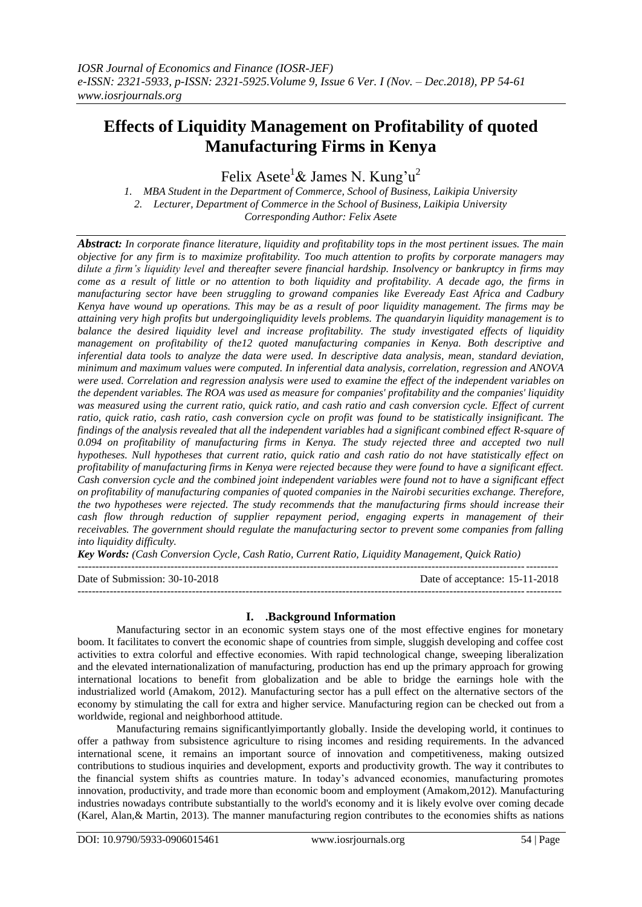# Effects of Liquidity Management on Profitability of quoted Manufacturing Firms in Kenya

Felix Asete[1]& James N. Kung'u[2]

1. MBA Student in the Department of Commerce, School of Business, Laikipia University
2. Lecturer, Department of Commerce in the School of Business, Laikipia University

*Corresponding Author: Felix Asete*

***Abstract:*** *In corporate finance literature, liquidity and profitability tops in the most pertinent issues. The main objective for any firm is to maximize profitability. Too much attention to profits by corporate managers may dilute a firm's liquidity level and thereafter severe financial hardship. Insolvency or bankruptcy in firms may come as a result of little or no attention to both liquidity and profitability. A decade ago, the firms in manufacturing sector have been struggling to growand companies like Eveready East Africa and Cadbury Kenya have wound up operations. This may be as a result of poor liquidity management. The firms may be attaining very high profits but undergoingliquidity levels problems. The quandaryin liquidity management is to balance the desired liquidity level and increase profitability. The study investigated effects of liquidity management on profitability of the12 quoted manufacturing companies in Kenya. Both descriptive and inferential data tools to analyze the data were used. In descriptive data analysis, mean, standard deviation, minimum and maximum values were computed. In inferential data analysis, correlation, regression and ANOVA were used. Correlation and regression analysis were used to examine the effect of the independent variables on the dependent variables. The ROA was used as measure for companies' profitability and the companies' liquidity was measured using the current ratio, quick ratio, and cash ratio and cash conversion cycle. Effect of current ratio, quick ratio, cash ratio, cash conversion cycle on profit was found to be statistically insignificant. The findings of the analysis revealed that all the independent variables had a significant combined effect R-square of 0.094 on profitability of manufacturing firms in Kenya. The study rejected three and accepted two null hypotheses. Null hypotheses that current ratio, quick ratio and cash ratio do not have statistically effect on profitability of manufacturing firms in Kenya were rejected because they were found to have a significant effect. Cash conversion cycle and the combined joint independent variables were found not to have a significant effect on profitability of manufacturing companies of quoted companies in the Nairobi securities exchange. Therefore, the two hypotheses were rejected. The study recommends that the manufacturing firms should increase their cash flow through reduction of supplier repayment period, engaging experts in management of their receivables. The government should regulate the manufacturing sector to prevent some companies from falling into liquidity difficulty.*

***Key Words:*** *(Cash Conversion Cycle, Cash Ratio, Current Ratio, Liquidity Management, Quick Ratio)*

---

Date of Submission: 30-10-2018 Date of acceptance: 15-11-2018

---

## I. .Background Information

Manufacturing sector in an economic system stays one of the most effective engines for monetary boom. It facilitates to convert the economic shape of countries from simple, sluggish developing and coffee cost activities to extra colorful and effective economies. With rapid technological change, sweeping liberalization and the elevated internationalization of manufacturing, production has end up the primary approach for growing international locations to benefit from globalization and be able to bridge the earnings hole with the industrialized world (Amakom, 2012). Manufacturing sector has a pull effect on the alternative sectors of the economy by stimulating the call for extra and higher service. Manufacturing region can be checked out from a worldwide, regional and neighborhood attitude.

Manufacturing remains significantlyimportantly globally. Inside the developing world, it continues to offer a pathway from subsistence agriculture to rising incomes and residing requirements. In the advanced international scene, it remains an important source of innovation and competitiveness, making outsized contributions to studious inquiries and development, exports and productivity growth. The way it contributes to the financial system shifts as countries mature. In today's advanced economies, manufacturing promotes innovation, productivity, and trade more than economic boom and employment (Amakom,2012). Manufacturing industries nowadays contribute substantially to the world's economy and it is likely evolve over coming decade (Karel, Alan,& Martin, 2013). The manner manufacturing region contributes to the economies shifts as nations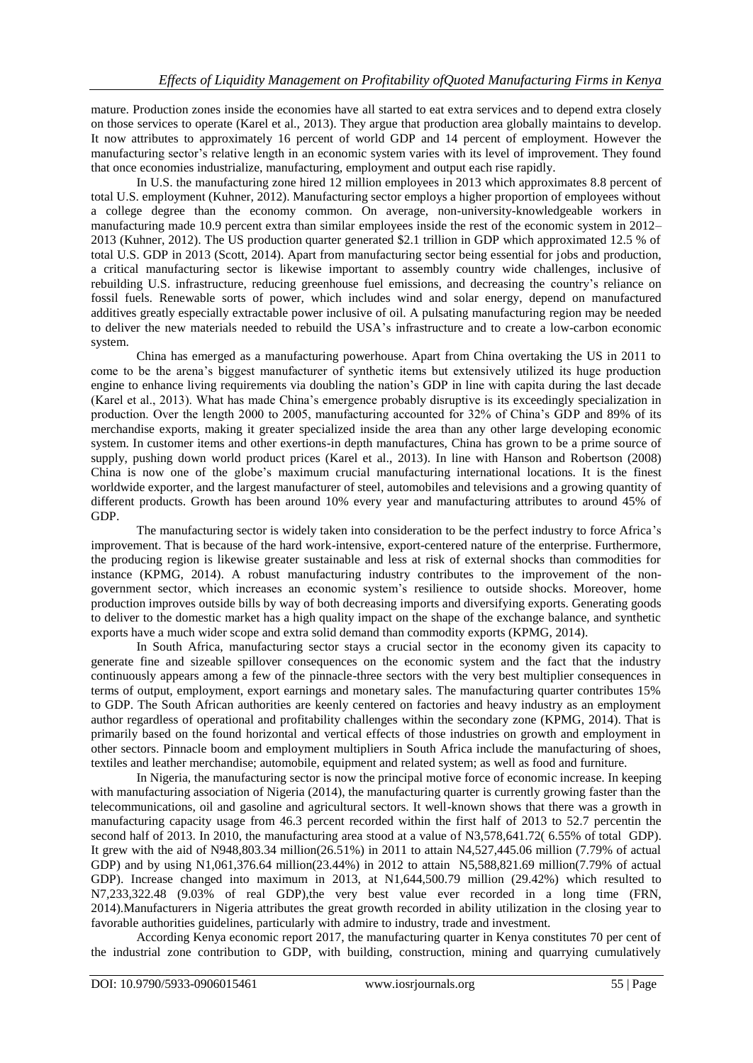mature. Production zones inside the economies have all started to eat extra services and to depend extra closely on those services to operate (Karel et al., 2013). They argue that production area globally maintains to develop. It now attributes to approximately 16 percent of world GDP and 14 percent of employment. However the manufacturing sector's relative length in an economic system varies with its level of improvement. They found that once economies industrialize, manufacturing, employment and output each rise rapidly.

In U.S. the manufacturing zone hired 12 million employees in 2013 which approximates 8.8 percent of total U.S. employment (Kuhner, 2012). Manufacturing sector employs a higher proportion of employees without a college degree than the economy common. On average, non-university-knowledgeable workers in manufacturing made 10.9 percent extra than similar employees inside the rest of the economic system in 2012–2013 (Kuhner, 2012). The US production quarter generated $2.1 trillion in GDP which approximated 12.5 % of total U.S. GDP in 2013 (Scott, 2014). Apart from manufacturing sector being essential for jobs and production, a critical manufacturing sector is likewise important to assembly country wide challenges, inclusive of rebuilding U.S. infrastructure, reducing greenhouse fuel emissions, and decreasing the country's reliance on fossil fuels. Renewable sorts of power, which includes wind and solar energy, depend on manufactured additives greatly especially extractable power inclusive of oil. A pulsating manufacturing region may be needed to deliver the new materials needed to rebuild the USA's infrastructure and to create a low-carbon economic system.

China has emerged as a manufacturing powerhouse. Apart from China overtaking the US in 2011 to come to be the arena's biggest manufacturer of synthetic items but extensively utilized its huge production engine to enhance living requirements via doubling the nation's GDP in line with capita during the last decade (Karel et al., 2013). What has made China's emergence probably disruptive is its exceedingly specialization in production. Over the length 2000 to 2005, manufacturing accounted for 32% of China's GDP and 89% of its merchandise exports, making it greater specialized inside the area than any other large developing economic system. In customer items and other exertions-in depth manufactures, China has grown to be a prime source of supply, pushing down world product prices (Karel et al., 2013). In line with Hanson and Robertson (2008) China is now one of the globe's maximum crucial manufacturing international locations. It is the finest worldwide exporter, and the largest manufacturer of steel, automobiles and televisions and a growing quantity of different products. Growth has been around 10% every year and manufacturing attributes to around 45% of GDP.

The manufacturing sector is widely taken into consideration to be the perfect industry to force Africa's improvement. That is because of the hard work-intensive, export-centered nature of the enterprise. Furthermore, the producing region is likewise greater sustainable and less at risk of external shocks than commodities for instance (KPMG, 2014). A robust manufacturing industry contributes to the improvement of the non-government sector, which increases an economic system's resilience to outside shocks. Moreover, home production improves outside bills by way of both decreasing imports and diversifying exports. Generating goods to deliver to the domestic market has a high quality impact on the shape of the exchange balance, and synthetic exports have a much wider scope and extra solid demand than commodity exports (KPMG, 2014).

In South Africa, manufacturing sector stays a crucial sector in the economy given its capacity to generate fine and sizeable spillover consequences on the economic system and the fact that the industry continuously appears among a few of the pinnacle-three sectors with the very best multiplier consequences in terms of output, employment, export earnings and monetary sales. The manufacturing quarter contributes 15% to GDP. The South African authorities are keenly centered on factories and heavy industry as an employment author regardless of operational and profitability challenges within the secondary zone (KPMG, 2014). That is primarily based on the found horizontal and vertical effects of those industries on growth and employment in other sectors. Pinnacle boom and employment multipliers in South Africa include the manufacturing of shoes, textiles and leather merchandise; automobile, equipment and related system; as well as food and furniture.

In Nigeria, the manufacturing sector is now the principal motive force of economic increase. In keeping with manufacturing association of Nigeria (2014), the manufacturing quarter is currently growing faster than the telecommunications, oil and gasoline and agricultural sectors. It well-known shows that there was a growth in manufacturing capacity usage from 46.3 percent recorded within the first half of 2013 to 52.7 percentin the second half of 2013. In 2010, the manufacturing area stood at a value of N3,578,641.72( 6.55% of total GDP). It grew with the aid of N948,803.34 million(26.51%) in 2011 to attain N4,527,445.06 million (7.79% of actual GDP) and by using N1,061,376.64 million(23.44%) in 2012 to attain N5,588,821.69 million(7.79% of actual GDP). Increase changed into maximum in 2013, at N1,644,500.79 million (29.42%) which resulted to N7,233,322.48 (9.03% of real GDP),the very best value ever recorded in a long time (FRN, 2014).Manufacturers in Nigeria attributes the great growth recorded in ability utilization in the closing year to favorable authorities guidelines, particularly with admire to industry, trade and investment.

According Kenya economic report 2017, the manufacturing quarter in Kenya constitutes 70 per cent of the industrial zone contribution to GDP, with building, construction, mining and quarrying cumulatively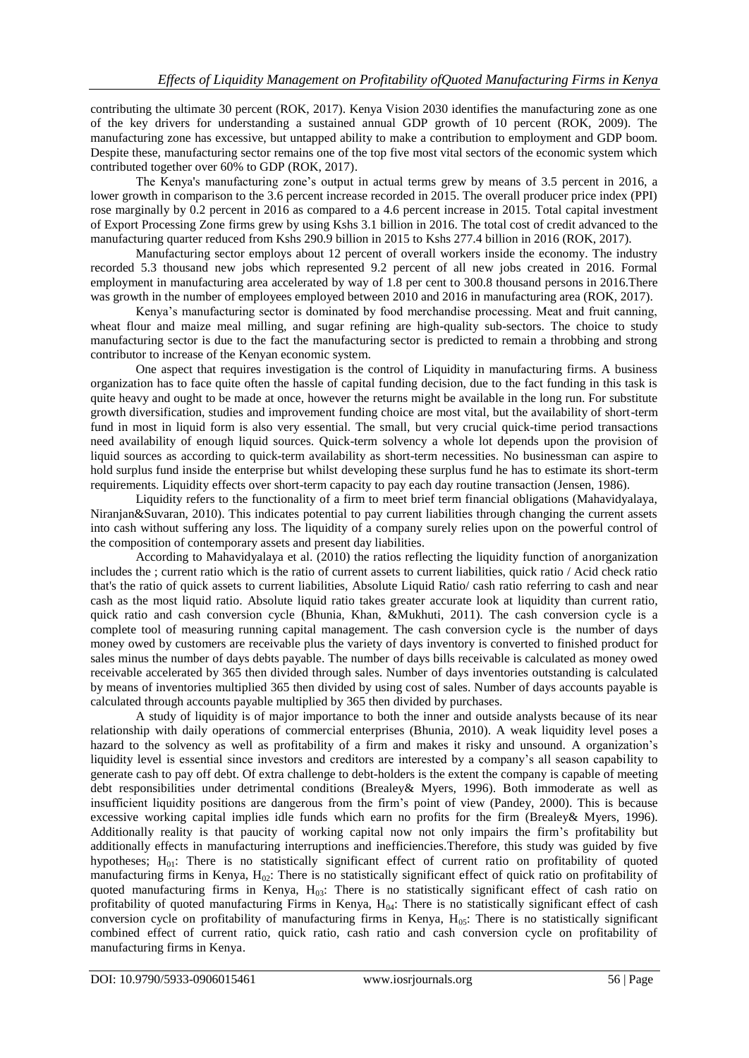contributing the ultimate 30 percent (ROK, 2017). Kenya Vision 2030 identifies the manufacturing zone as one of the key drivers for understanding a sustained annual GDP growth of 10 percent (ROK, 2009). The manufacturing zone has excessive, but untapped ability to make a contribution to employment and GDP boom. Despite these, manufacturing sector remains one of the top five most vital sectors of the economic system which contributed together over 60% to GDP (ROK, 2017).

The Kenya's manufacturing zone's output in actual terms grew by means of 3.5 percent in 2016, a lower growth in comparison to the 3.6 percent increase recorded in 2015. The overall producer price index (PPI) rose marginally by 0.2 percent in 2016 as compared to a 4.6 percent increase in 2015. Total capital investment of Export Processing Zone firms grew by using Kshs 3.1 billion in 2016. The total cost of credit advanced to the manufacturing quarter reduced from Kshs 290.9 billion in 2015 to Kshs 277.4 billion in 2016 (ROK, 2017).

Manufacturing sector employs about 12 percent of overall workers inside the economy. The industry recorded 5.3 thousand new jobs which represented 9.2 percent of all new jobs created in 2016. Formal employment in manufacturing area accelerated by way of 1.8 per cent to 300.8 thousand persons in 2016.There was growth in the number of employees employed between 2010 and 2016 in manufacturing area (ROK, 2017).

Kenya's manufacturing sector is dominated by food merchandise processing. Meat and fruit canning, wheat flour and maize meal milling, and sugar refining are high-quality sub-sectors. The choice to study manufacturing sector is due to the fact the manufacturing sector is predicted to remain a throbbing and strong contributor to increase of the Kenyan economic system.

One aspect that requires investigation is the control of Liquidity in manufacturing firms. A business organization has to face quite often the hassle of capital funding decision, due to the fact funding in this task is quite heavy and ought to be made at once, however the returns might be available in the long run. For substitute growth diversification, studies and improvement funding choice are most vital, but the availability of short-term fund in most in liquid form is also very essential. The small, but very crucial quick-time period transactions need availability of enough liquid sources. Quick-term solvency a whole lot depends upon the provision of liquid sources as according to quick-term availability as short-term necessities. No businessman can aspire to hold surplus fund inside the enterprise but whilst developing these surplus fund he has to estimate its short-term requirements. Liquidity effects over short-term capacity to pay each day routine transaction (Jensen, 1986).

Liquidity refers to the functionality of a firm to meet brief term financial obligations (Mahavidyalaya, Niranjan&Suvaran, 2010). This indicates potential to pay current liabilities through changing the current assets into cash without suffering any loss. The liquidity of a company surely relies upon on the powerful control of the composition of contemporary assets and present day liabilities.

According to Mahavidyalaya et al. (2010) the ratios reflecting the liquidity function of anorganization includes the ; current ratio which is the ratio of current assets to current liabilities, quick ratio / Acid check ratio that's the ratio of quick assets to current liabilities, Absolute Liquid Ratio/ cash ratio referring to cash and near cash as the most liquid ratio. Absolute liquid ratio takes greater accurate look at liquidity than current ratio, quick ratio and cash conversion cycle (Bhunia, Khan, &Mukhuti, 2011). The cash conversion cycle is a complete tool of measuring running capital management. The cash conversion cycle is the number of days money owed by customers are receivable plus the variety of days inventory is converted to finished product for sales minus the number of days debts payable. The number of days bills receivable is calculated as money owed receivable accelerated by 365 then divided through sales. Number of days inventories outstanding is calculated by means of inventories multiplied 365 then divided by using cost of sales. Number of days accounts payable is calculated through accounts payable multiplied by 365 then divided by purchases.

A study of liquidity is of major importance to both the inner and outside analysts because of its near relationship with daily operations of commercial enterprises (Bhunia, 2010). A weak liquidity level poses a hazard to the solvency as well as profitability of a firm and makes it risky and unsound. A organization's liquidity level is essential since investors and creditors are interested by a company's all season capability to generate cash to pay off debt. Of extra challenge to debt-holders is the extent the company is capable of meeting debt responsibilities under detrimental conditions (Brealey& Myers, 1996). Both immoderate as well as insufficient liquidity positions are dangerous from the firm's point of view (Pandey, 2000). This is because excessive working capital implies idle funds which earn no profits for the firm (Brealey& Myers, 1996). Additionally reality is that paucity of working capital now not only impairs the firm's profitability but additionally effects in manufacturing interruptions and inefficiencies.Therefore, this study was guided by five hypotheses; $H_{01}$: There is no statistically significant effect of current ratio on profitability of quoted manufacturing firms in Kenya, $H_{02}$: There is no statistically significant effect of quick ratio on profitability of quoted manufacturing firms in Kenya, $H_{03}$: There is no statistically significant effect of cash ratio on profitability of quoted manufacturing Firms in Kenya, $H_{04}$: There is no statistically significant effect of cash conversion cycle on profitability of manufacturing firms in Kenya, $H_{05}$: There is no statistically significant combined effect of current ratio, quick ratio, cash ratio and cash conversion cycle on profitability of manufacturing firms in Kenya.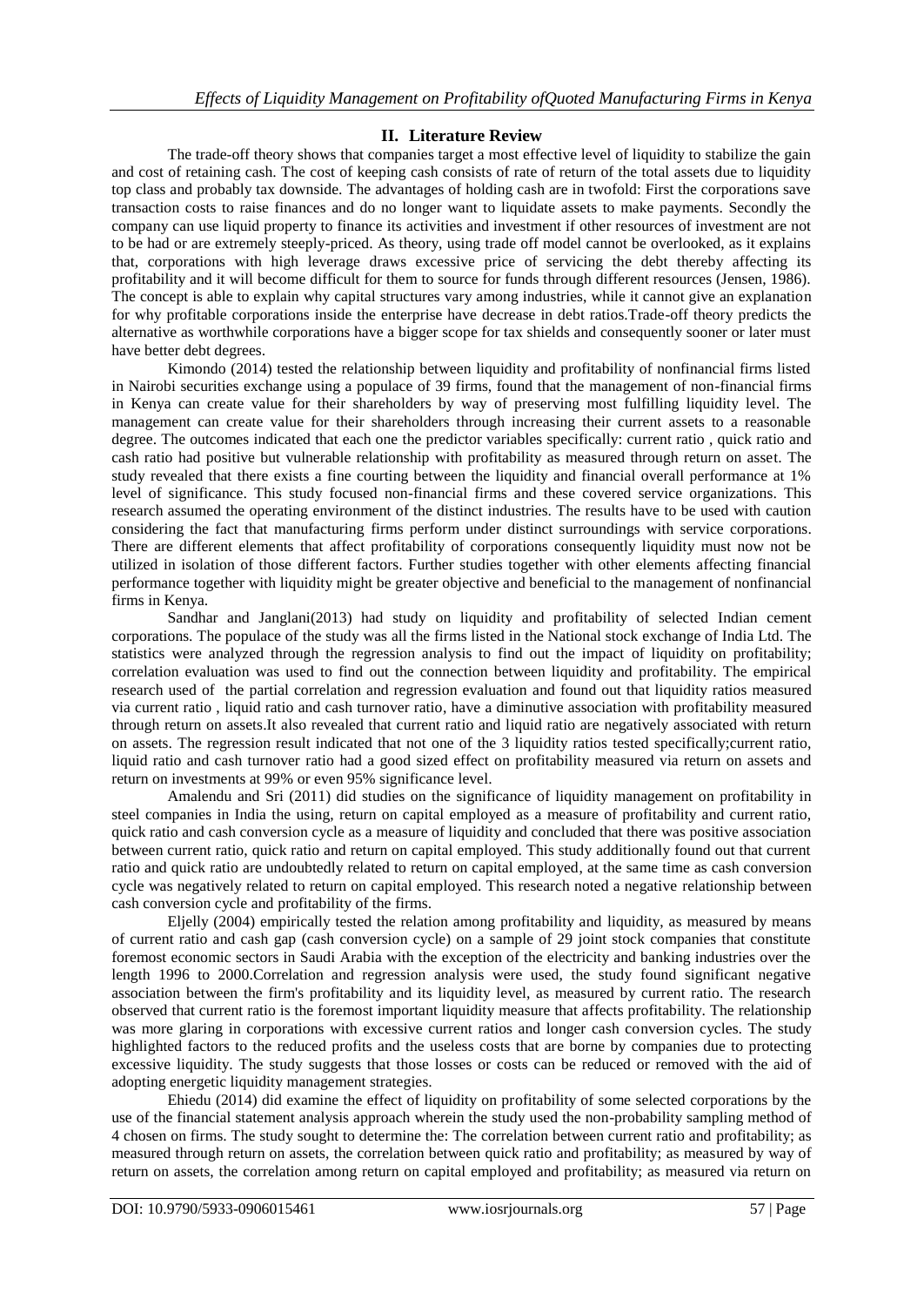## II. Literature Review

The trade-off theory shows that companies target a most effective level of liquidity to stabilize the gain and cost of retaining cash. The cost of keeping cash consists of rate of return of the total assets due to liquidity top class and probably tax downside. The advantages of holding cash are in twofold: First the corporations save transaction costs to raise finances and do no longer want to liquidate assets to make payments. Secondly the company can use liquid property to finance its activities and investment if other resources of investment are not to be had or are extremely steeply-priced. As theory, using trade off model cannot be overlooked, as it explains that, corporations with high leverage draws excessive price of servicing the debt thereby affecting its profitability and it will become difficult for them to source for funds through different resources (Jensen, 1986). The concept is able to explain why capital structures vary among industries, while it cannot give an explanation for why profitable corporations inside the enterprise have decrease in debt ratios.Trade-off theory predicts the alternative as worthwhile corporations have a bigger scope for tax shields and consequently sooner or later must have better debt degrees.

Kimondo (2014) tested the relationship between liquidity and profitability of nonfinancial firms listed in Nairobi securities exchange using a populace of 39 firms, found that the management of non-financial firms in Kenya can create value for their shareholders by way of preserving most fulfilling liquidity level. The management can create value for their shareholders through increasing their current assets to a reasonable degree. The outcomes indicated that each one the predictor variables specifically: current ratio , quick ratio and cash ratio had positive but vulnerable relationship with profitability as measured through return on asset. The study revealed that there exists a fine courting between the liquidity and financial overall performance at 1% level of significance. This study focused non-financial firms and these covered service organizations. This research assumed the operating environment of the distinct industries. The results have to be used with caution considering the fact that manufacturing firms perform under distinct surroundings with service corporations. There are different elements that affect profitability of corporations consequently liquidity must now not be utilized in isolation of those different factors. Further studies together with other elements affecting financial performance together with liquidity might be greater objective and beneficial to the management of nonfinancial firms in Kenya.

Sandhar and Janglani(2013) had study on liquidity and profitability of selected Indian cement corporations. The populace of the study was all the firms listed in the National stock exchange of India Ltd. The statistics were analyzed through the regression analysis to find out the impact of liquidity on profitability; correlation evaluation was used to find out the connection between liquidity and profitability. The empirical research used of the partial correlation and regression evaluation and found out that liquidity ratios measured via current ratio , liquid ratio and cash turnover ratio, have a diminutive association with profitability measured through return on assets.It also revealed that current ratio and liquid ratio are negatively associated with return on assets. The regression result indicated that not one of the 3 liquidity ratios tested specifically;current ratio, liquid ratio and cash turnover ratio had a good sized effect on profitability measured via return on assets and return on investments at 99% or even 95% significance level.

Amalendu and Sri (2011) did studies on the significance of liquidity management on profitability in steel companies in India the using, return on capital employed as a measure of profitability and current ratio, quick ratio and cash conversion cycle as a measure of liquidity and concluded that there was positive association between current ratio, quick ratio and return on capital employed. This study additionally found out that current ratio and quick ratio are undoubtedly related to return on capital employed, at the same time as cash conversion cycle was negatively related to return on capital employed. This research noted a negative relationship between cash conversion cycle and profitability of the firms.

Eljelly (2004) empirically tested the relation among profitability and liquidity, as measured by means of current ratio and cash gap (cash conversion cycle) on a sample of 29 joint stock companies that constitute foremost economic sectors in Saudi Arabia with the exception of the electricity and banking industries over the length 1996 to 2000.Correlation and regression analysis were used, the study found significant negative association between the firm's profitability and its liquidity level, as measured by current ratio. The research observed that current ratio is the foremost important liquidity measure that affects profitability. The relationship was more glaring in corporations with excessive current ratios and longer cash conversion cycles. The study highlighted factors to the reduced profits and the useless costs that are borne by companies due to protecting excessive liquidity. The study suggests that those losses or costs can be reduced or removed with the aid of adopting energetic liquidity management strategies.

Ehiedu (2014) did examine the effect of liquidity on profitability of some selected corporations by the use of the financial statement analysis approach wherein the study used the non-probability sampling method of 4 chosen on firms. The study sought to determine the: The correlation between current ratio and profitability; as measured through return on assets, the correlation between quick ratio and profitability; as measured by way of return on assets, the correlation among return on capital employed and profitability; as measured via return on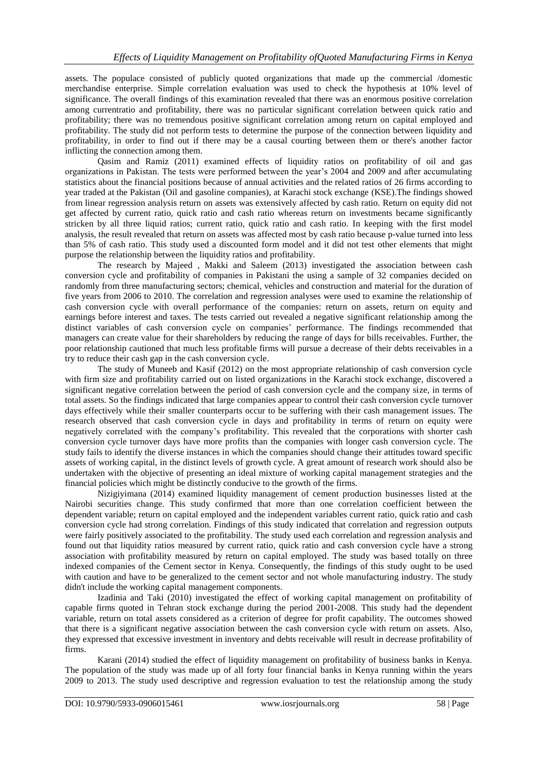assets. The populace consisted of publicly quoted organizations that made up the commercial /domestic merchandise enterprise. Simple correlation evaluation was used to check the hypothesis at 10% level of significance. The overall findings of this examination revealed that there was an enormous positive correlation among currentratio and profitability, there was no particular significant correlation between quick ratio and profitability; there was no tremendous positive significant correlation among return on capital employed and profitability. The study did not perform tests to determine the purpose of the connection between liquidity and profitability, in order to find out if there may be a causal courting between them or there's another factor inflicting the connection among them.

Qasim and Ramiz (2011) examined effects of liquidity ratios on profitability of oil and gas organizations in Pakistan. The tests were performed between the year's 2004 and 2009 and after accumulating statistics about the financial positions because of annual activities and the related ratios of 26 firms according to year traded at the Pakistan (Oil and gasoline companies), at Karachi stock exchange (KSE).The findings showed from linear regression analysis return on assets was extensively affected by cash ratio. Return on equity did not get affected by current ratio, quick ratio and cash ratio whereas return on investments became significantly stricken by all three liquid ratios; current ratio, quick ratio and cash ratio. In keeping with the first model analysis, the result revealed that return on assets was affected most by cash ratio because p-value turned into less than 5% of cash ratio. This study used a discounted form model and it did not test other elements that might purpose the relationship between the liquidity ratios and profitability.

The research by Majeed , Makki and Saleem (2013) investigated the association between cash conversion cycle and profitability of companies in Pakistani the using a sample of 32 companies decided on randomly from three manufacturing sectors; chemical, vehicles and construction and material for the duration of five years from 2006 to 2010. The correlation and regression analyses were used to examine the relationship of cash conversion cycle with overall performance of the companies: return on assets, return on equity and earnings before interest and taxes. The tests carried out revealed a negative significant relationship among the distinct variables of cash conversion cycle on companies' performance. The findings recommended that managers can create value for their shareholders by reducing the range of days for bills receivables. Further, the poor relationship cautioned that much less profitable firms will pursue a decrease of their debts receivables in a try to reduce their cash gap in the cash conversion cycle.

The study of Muneeb and Kasif (2012) on the most appropriate relationship of cash conversion cycle with firm size and profitability carried out on listed organizations in the Karachi stock exchange, discovered a significant negative correlation between the period of cash conversion cycle and the company size, in terms of total assets. So the findings indicated that large companies appear to control their cash conversion cycle turnover days effectively while their smaller counterparts occur to be suffering with their cash management issues. The research observed that cash conversion cycle in days and profitability in terms of return on equity were negatively correlated with the company's profitability. This revealed that the corporations with shorter cash conversion cycle turnover days have more profits than the companies with longer cash conversion cycle. The study fails to identify the diverse instances in which the companies should change their attitudes toward specific assets of working capital, in the distinct levels of growth cycle. A great amount of research work should also be undertaken with the objective of presenting an ideal mixture of working capital management strategies and the financial policies which might be distinctly conducive to the growth of the firms.

Nizigiyimana (2014) examined liquidity management of cement production businesses listed at the Nairobi securities change. This study confirmed that more than one correlation coefficient between the dependent variable; return on capital employed and the independent variables current ratio, quick ratio and cash conversion cycle had strong correlation. Findings of this study indicated that correlation and regression outputs were fairly positively associated to the profitability. The study used each correlation and regression analysis and found out that liquidity ratios measured by current ratio, quick ratio and cash conversion cycle have a strong association with profitability measured by return on capital employed. The study was based totally on three indexed companies of the Cement sector in Kenya. Consequently, the findings of this study ought to be used with caution and have to be generalized to the cement sector and not whole manufacturing industry. The study didn't include the working capital management components.

Izadinia and Taki (2010) investigated the effect of working capital management on profitability of capable firms quoted in Tehran stock exchange during the period 2001-2008. This study had the dependent variable, return on total assets considered as a criterion of degree for profit capability. The outcomes showed that there is a significant negative association between the cash conversion cycle with return on assets. Also, they expressed that excessive investment in inventory and debts receivable will result in decrease profitability of firms.

Karani (2014) studied the effect of liquidity management on profitability of business banks in Kenya. The population of the study was made up of all forty four financial banks in Kenya running within the years 2009 to 2013. The study used descriptive and regression evaluation to test the relationship among the study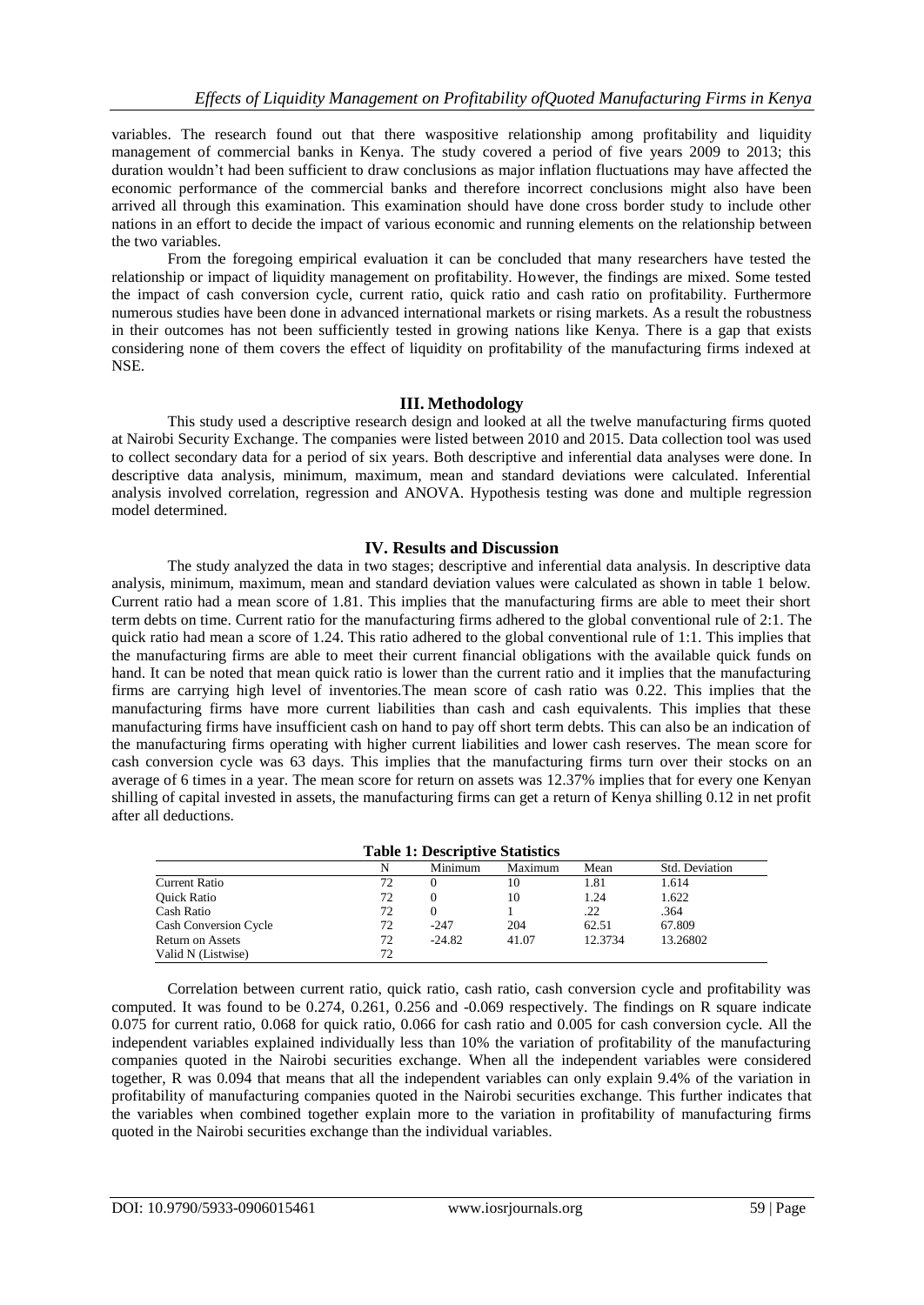variables. The research found out that there waspositive relationship among profitability and liquidity management of commercial banks in Kenya. The study covered a period of five years 2009 to 2013; this duration wouldn't had been sufficient to draw conclusions as major inflation fluctuations may have affected the economic performance of the commercial banks and therefore incorrect conclusions might also have been arrived all through this examination. This examination should have done cross border study to include other nations in an effort to decide the impact of various economic and running elements on the relationship between the two variables.

From the foregoing empirical evaluation it can be concluded that many researchers have tested the relationship or impact of liquidity management on profitability. However, the findings are mixed. Some tested the impact of cash conversion cycle, current ratio, quick ratio and cash ratio on profitability. Furthermore numerous studies have been done in advanced international markets or rising markets. As a result the robustness in their outcomes has not been sufficiently tested in growing nations like Kenya. There is a gap that exists considering none of them covers the effect of liquidity on profitability of the manufacturing firms indexed at NSE.

## III. Methodology

This study used a descriptive research design and looked at all the twelve manufacturing firms quoted at Nairobi Security Exchange. The companies were listed between 2010 and 2015. Data collection tool was used to collect secondary data for a period of six years. Both descriptive and inferential data analyses were done. In descriptive data analysis, minimum, maximum, mean and standard deviations were calculated. Inferential analysis involved correlation, regression and ANOVA. Hypothesis testing was done and multiple regression model determined.

## IV. Results and Discussion

The study analyzed the data in two stages; descriptive and inferential data analysis. In descriptive data analysis, minimum, maximum, mean and standard deviation values were calculated as shown in table 1 below. Current ratio had a mean score of 1.81. This implies that the manufacturing firms are able to meet their short term debts on time. Current ratio for the manufacturing firms adhered to the global conventional rule of 2:1. The quick ratio had mean a score of 1.24. This ratio adhered to the global conventional rule of 1:1. This implies that the manufacturing firms are able to meet their current financial obligations with the available quick funds on hand. It can be noted that mean quick ratio is lower than the current ratio and it implies that the manufacturing firms are carrying high level of inventories.The mean score of cash ratio was 0.22. This implies that the manufacturing firms have more current liabilities than cash and cash equivalents. This implies that these manufacturing firms have insufficient cash on hand to pay off short term debts. This can also be an indication of the manufacturing firms operating with higher current liabilities and lower cash reserves. The mean score for cash conversion cycle was 63 days. This implies that the manufacturing firms turn over their stocks on an average of 6 times in a year. The mean score for return on assets was 12.37% implies that for every one Kenyan shilling of capital invested in assets, the manufacturing firms can get a return of Kenya shilling 0.12 in net profit after all deductions.

**Table 1: Descriptive Statistics**

| | N | Minimum | Maximum | Mean | Std. Deviation |
|---|---|---|---|---|---|
| Current Ratio | 72 | 0 | 10 | 1.81 | 1.614 |
| Quick Ratio | 72 | 0 | 10 | 1.24 | 1.622 |
| Cash Ratio | 72 | 0 | 1 | .22 | .364 |
| Cash Conversion Cycle | 72 | -247 | 204 | 62.51 | 67.809 |
| Return on Assets | 72 | -24.82 | 41.07 | 12.3734 | 13.26802 |
| Valid N (Listwise) | 72 | | | | |

Correlation between current ratio, quick ratio, cash ratio, cash conversion cycle and profitability was computed. It was found to be 0.274, 0.261, 0.256 and -0.069 respectively. The findings on R square indicate 0.075 for current ratio, 0.068 for quick ratio, 0.066 for cash ratio and 0.005 for cash conversion cycle. All the independent variables explained individually less than 10% the variation of profitability of the manufacturing companies quoted in the Nairobi securities exchange. When all the independent variables were considered together, R was 0.094 that means that all the independent variables can only explain 9.4% of the variation in profitability of manufacturing companies quoted in the Nairobi securities exchange. This further indicates that the variables when combined together explain more to the variation in profitability of manufacturing firms quoted in the Nairobi securities exchange than the individual variables.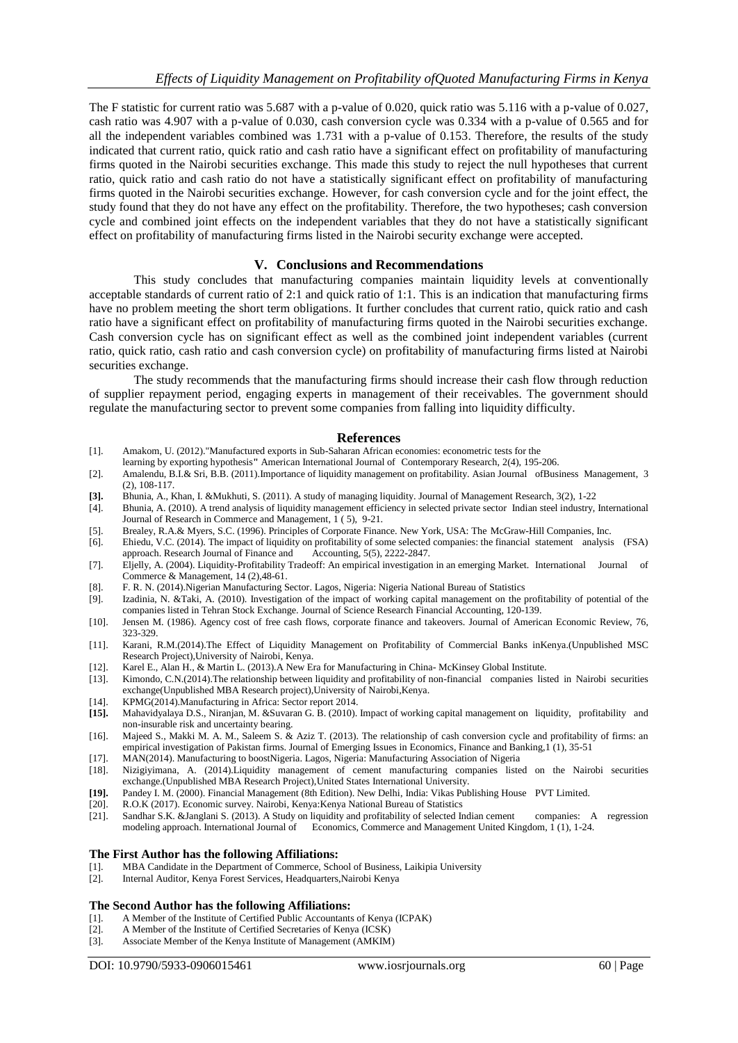The F statistic for current ratio was 5.687 with a p-value of 0.020, quick ratio was 5.116 with a p-value of 0.027, cash ratio was 4.907 with a p-value of 0.030, cash conversion cycle was 0.334 with a p-value of 0.565 and for all the independent variables combined was 1.731 with a p-value of 0.153. Therefore, the results of the study indicated that current ratio, quick ratio and cash ratio have a significant effect on profitability of manufacturing firms quoted in the Nairobi securities exchange. This made this study to reject the null hypotheses that current ratio, quick ratio and cash ratio do not have a statistically significant effect on profitability of manufacturing firms quoted in the Nairobi securities exchange. However, for cash conversion cycle and for the joint effect, the study found that they do not have any effect on the profitability. Therefore, the two hypotheses; cash conversion cycle and combined joint effects on the independent variables that they do not have a statistically significant effect on profitability of manufacturing firms listed in the Nairobi security exchange were accepted.

## V. Conclusions and Recommendations

This study concludes that manufacturing companies maintain liquidity levels at conventionally acceptable standards of current ratio of 2:1 and quick ratio of 1:1. This is an indication that manufacturing firms have no problem meeting the short term obligations. It further concludes that current ratio, quick ratio and cash ratio have a significant effect on profitability of manufacturing firms quoted in the Nairobi securities exchange. Cash conversion cycle has on significant effect as well as the combined joint independent variables (current ratio, quick ratio, cash ratio and cash conversion cycle) on profitability of manufacturing firms listed at Nairobi securities exchange.

The study recommends that the manufacturing firms should increase their cash flow through reduction of supplier repayment period, engaging experts in management of their receivables. The government should regulate the manufacturing sector to prevent some companies from falling into liquidity difficulty.

## References

[1]. Amakom, U. (2012)."Manufactured exports in Sub-Saharan African economies: econometric tests for the learning by exporting hypothesis" American International Journal of Contemporary Research, 2(4), 195-206.
[2]. Amalendu, B.I.& Sri, B.B. (2011).Importance of liquidity management on profitability. Asian Journal ofBusiness Management, 3 (2), 108-117.
**[3].** Bhunia, A., Khan, I. &Mukhuti, S. (2011). A study of managing liquidity. Journal of Management Research, 3(2), 1-22
[4]. Bhunia, A. (2010). A trend analysis of liquidity management efficiency in selected private sector Indian steel industry, International Journal of Research in Commerce and Management, 1 ( 5), 9-21.
[5]. Brealey, R.A.& Myers, S.C. (1996). Principles of Corporate Finance. New York, USA: The McGraw-Hill Companies, Inc.
[6]. Ehiedu, V.C. (2014). The impact of liquidity on profitability of some selected companies: the financial statement analysis (FSA) approach. Research Journal of Finance and Accounting, 5(5), 2222-2847.
[7]. Eljelly, A. (2004). Liquidity-Profitability Tradeoff: An empirical investigation in an emerging Market. International Journal of Commerce & Management, 14 (2),48-61.
[8]. F. R. N. (2014).Nigerian Manufacturing Sector. Lagos, Nigeria: Nigeria National Bureau of Statistics
[9]. Izadinia, N. &Taki, A. (2010). Investigation of the impact of working capital management on the profitability of potential of the companies listed in Tehran Stock Exchange. Journal of Science Research Financial Accounting, 120-139.
[10]. Jensen M. (1986). Agency cost of free cash flows, corporate finance and takeovers. Journal of American Economic Review, 76, 323-329.
[11]. Karani, R.M.(2014).The Effect of Liquidity Management on Profitability of Commercial Banks inKenya.(Unpublished MSC Research Project),University of Nairobi, Kenya.
[12]. Karel E., Alan H., & Martin L. (2013).A New Era for Manufacturing in China- McKinsey Global Institute.
[13]. Kimondo, C.N.(2014).The relationship between liquidity and profitability of non-financial companies listed in Nairobi securities exchange(Unpublished MBA Research project),University of Nairobi,Kenya.
[14]. KPMG(2014).Manufacturing in Africa: Sector report 2014.
**[15].** Mahavidyalaya D.S., Niranjan, M. &Suvaran G. B. (2010). Impact of working capital management on liquidity, profitability and non-insurable risk and uncertainty bearing.
[16]. Majeed S., Makki M. A. M., Saleem S. & Aziz T. (2013). The relationship of cash conversion cycle and profitability of firms: an empirical investigation of Pakistan firms. Journal of Emerging Issues in Economics, Finance and Banking,1 (1), 35-51
[17]. MAN(2014). Manufacturing to boostNigeria. Lagos, Nigeria: Manufacturing Association of Nigeria
[18]. Nizigiyimana, A. (2014).Liquidity management of cement manufacturing companies listed on the Nairobi securities exchange.(Unpublished MBA Research Project),United States International University.
**[19].** Pandey I. M. (2000). Financial Management (8th Edition). New Delhi, India: Vikas Publishing House PVT Limited.
[20]. R.O.K (2017). Economic survey. Nairobi, Kenya:Kenya National Bureau of Statistics
[21]. Sandhar S.K. &Janglani S. (2013). A Study on liquidity and profitability of selected Indian cement companies: A regression modeling approach. International Journal of Economics, Commerce and Management United Kingdom, 1 (1), 1-24.

**The First Author has the following Affiliations:**

[1]. MBA Candidate in the Department of Commerce, School of Business, Laikipia University
[2]. Internal Auditor, Kenya Forest Services, Headquarters,Nairobi Kenya

**The Second Author has the following Affiliations:**

[1]. A Member of the Institute of Certified Public Accountants of Kenya (ICPAK)
[2]. A Member of the Institute of Certified Secretaries of Kenya (ICSK)
[3]. Associate Member of the Kenya Institute of Management (AMKIM)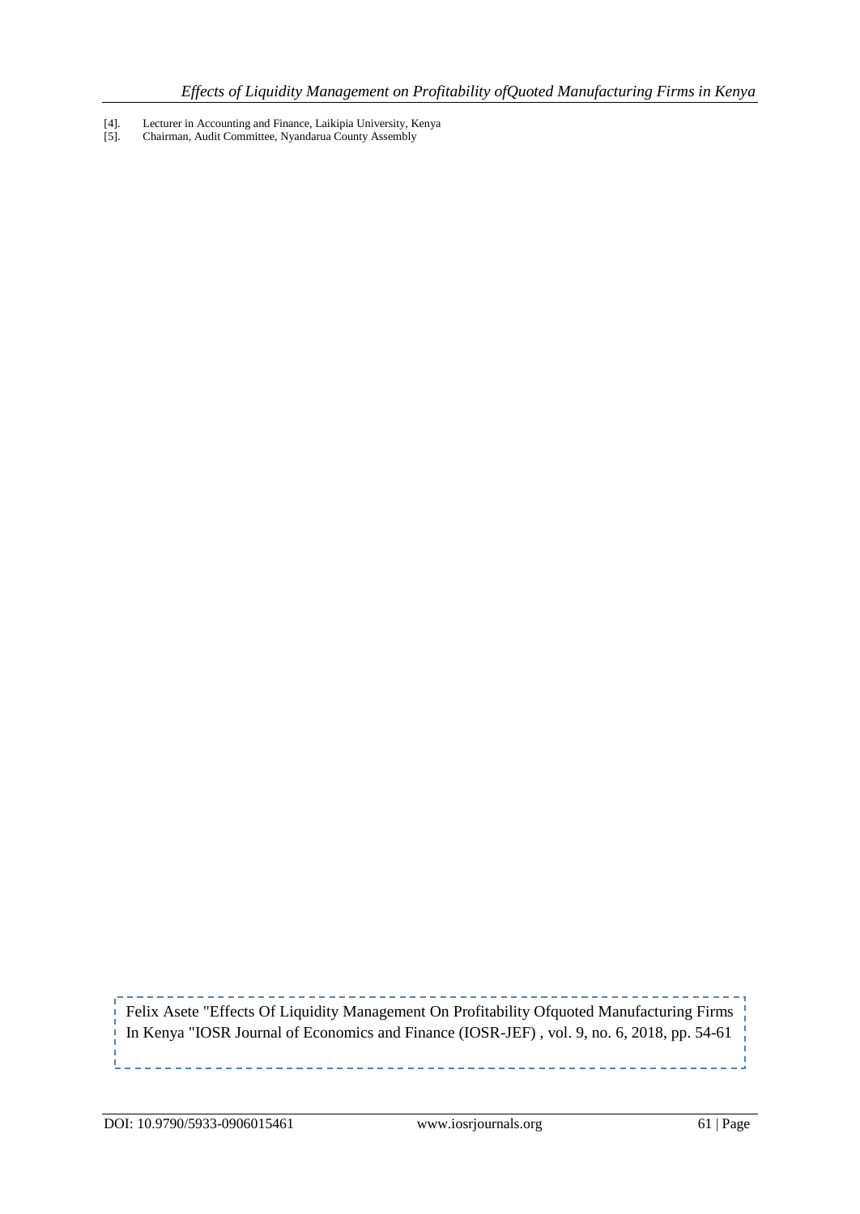[4]. Lecturer in Accounting and Finance, Laikipia University, Kenya
[5]. Chairman, Audit Committee, Nyandarua County Assembly

Felix Asete "Effects Of Liquidity Management On Profitability Ofquoted Manufacturing Firms In Kenya "IOSR Journal of Economics and Finance (IOSR-JEF) , vol. 9, no. 6, 2018, pp. 54-61